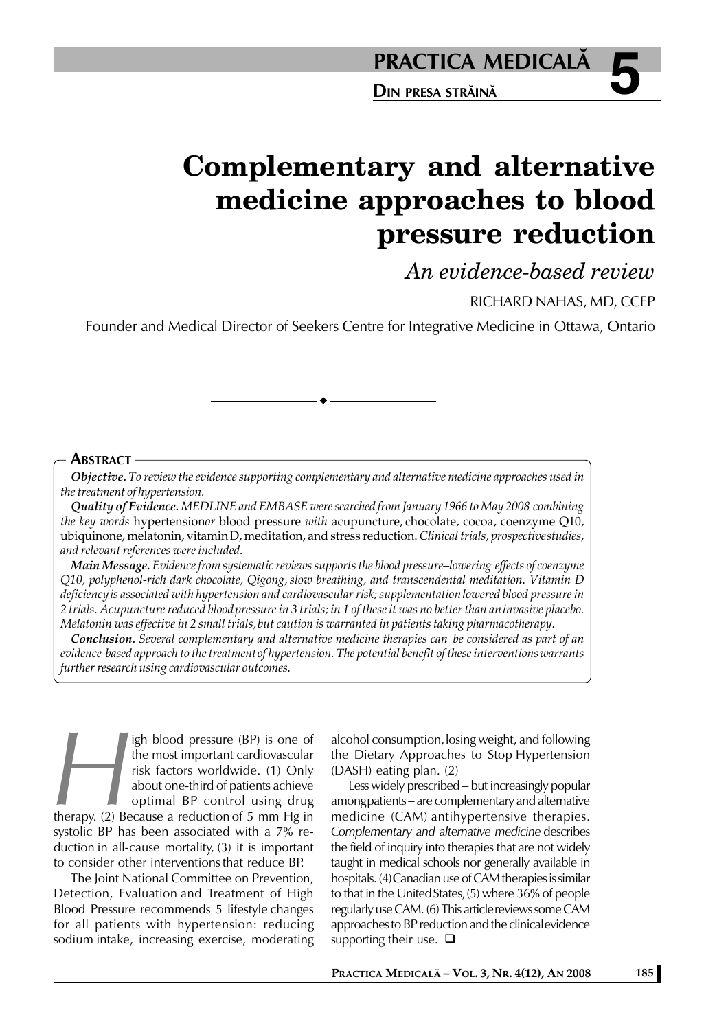# Complementary and alternative medicine approaches to blood pressure reduction

*An evidence-based review*

RICHARD NAHAS, MD, CCFP

Founder and Medical Director of Seekers Centre for Integrative Medicine in Ottawa, Ontario

## Abstract

***Objective.*** *To review the evidence supporting complementary and alternative medicine approaches used in the treatment of hypertension.*

***Quality of Evidence.*** *MEDLINE and EMBASE were searched from January 1966 to May 2008 combining the key words* hypertension*or* blood pressure *with* acupuncture, chocolate, cocoa, coenzyme Q10, ubiquinone, melatonin, vitamin D, meditation, and stress reduction. *Clinical trials, prospective studies, and relevant references were included.*

***Main Message.*** *Evidence from systematic reviews supports the blood pressure–lowering effects of coenzyme Q10, polyphenol-rich dark chocolate, Qigong, slow breathing, and transcendental meditation. Vitamin D deficiency is associated with hypertension and cardiovascular risk; supplementation lowered blood pressure in 2 trials. Acupuncture reduced blood pressure in 3 trials; in 1 of these it was no better than an invasive placebo. Melatonin was effective in 2 small trials, but caution is warranted in patients taking pharmacotherapy.*

***Conclusion.*** *Several complementary and alternative medicine therapies can be considered as part of an evidence-based approach to the treatment of hypertension. The potential benefit of these interventions warrants further research using cardiovascular outcomes.*

High blood pressure (BP) is one of the most important cardiovascular risk factors worldwide. (1) Only about one-third of patients achieve optimal BP control using drug therapy. (2) Because a reduction of 5 mm Hg in systolic BP has been associated with a 7% reduction in all-cause mortality, (3) it is important to consider other interventions that reduce BP.

The Joint National Committee on Prevention, Detection, Evaluation and Treatment of High Blood Pressure recommends 5 lifestyle changes for all patients with hypertension: reducing sodium intake, increasing exercise, moderating alcohol consumption, losing weight, and following the Dietary Approaches to Stop Hypertension (DASH) eating plan. (2)

Less widely prescribed – but increasingly popular among patients – are complementary and alternative medicine (CAM) antihypertensive therapies. *Complementary and alternative medicine* describes the field of inquiry into therapies that are not widely taught in medical schools nor generally available in hospitals. (4) Canadian use of CAM therapies is similar to that in the United States, (5) where 36% of people regularly use CAM. (6) This article reviews some CAM approaches to BP reduction and the clinical evidence supporting their use. ❑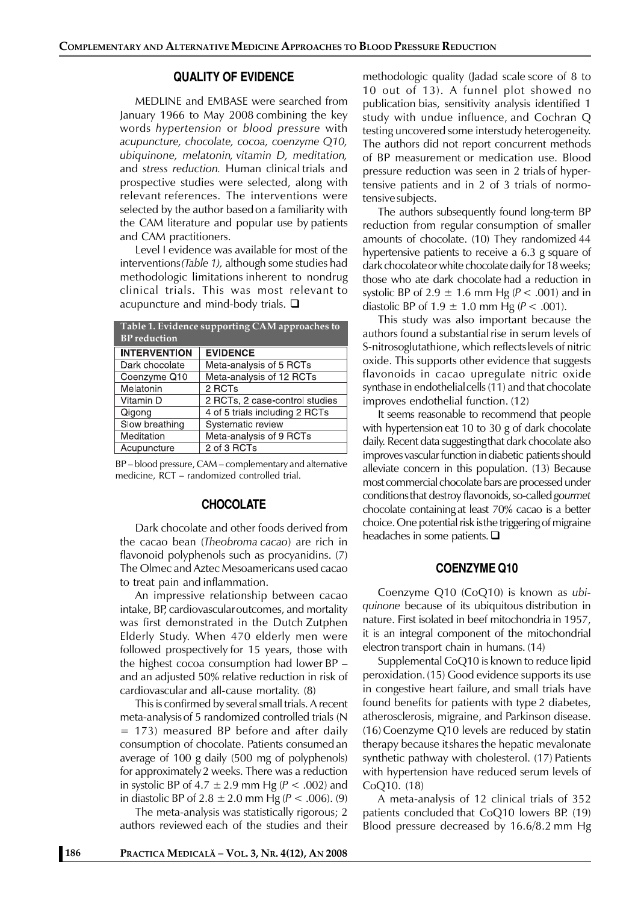## QUALITY OF EVIDENCE

MEDLINE and EMBASE were searched from January 1966 to May 2008 combining the key words *hypertension* or *blood pressure* with *acupuncture, chocolate, cocoa, coenzyme Q10, ubiquinone, melatonin, vitamin D, meditation,* and *stress reduction.* Human clinical trials and prospective studies were selected, along with relevant references. The interventions were selected by the author based on a familiarity with the CAM literature and popular use by patients and CAM practitioners.

Level I evidence was available for most of the interventions *(Table 1),* although some studies had methodologic limitations inherent to nondrug clinical trials. This was most relevant to acupuncture and mind-body trials. ❑

**Table 1. Evidence supporting CAM approaches to BP reduction**

| INTERVENTION | EVIDENCE |
|---|---|
| Dark chocolate | Meta-analysis of 5 RCTs |
| Coenzyme Q10 | Meta-analysis of 12 RCTs |
| Melatonin | 2 RCTs |
| Vitamin D | 2 RCTs, 2 case-control studies |
| Qigong | 4 of 5 trials including 2 RCTs |
| Slow breathing | Systematic review |
| Meditation | Meta-analysis of 9 RCTs |
| Acupuncture | 2 of 3 RCTs |

BP – blood pressure, CAM – complementary and alternative medicine, RCT – randomized controlled trial.

## CHOCOLATE

Dark chocolate and other foods derived from the cacao bean (*Theobroma cacao*) are rich in flavonoid polyphenols such as procyanidins. (7) The Olmec and Aztec Mesoamericans used cacao to treat pain and inflammation.

An impressive relationship between cacao intake, BP, cardiovascular outcomes, and mortality was first demonstrated in the Dutch Zutphen Elderly Study. When 470 elderly men were followed prospectively for 15 years, those with the highest cocoa consumption had lower BP – and an adjusted 50% relative reduction in risk of cardiovascular and all-cause mortality. (8)

This is confirmed by several small trials. A recent meta-analysis of 5 randomized controlled trials (N = 173) measured BP before and after daily consumption of chocolate. Patients consumed an average of 100 g daily (500 mg of polyphenols) for approximately 2 weeks. There was a reduction in systolic BP of 4.7 ± 2.9 mm Hg ($P < .002$) and in diastolic BP of 2.8 ± 2.0 mm Hg ($P < .006$). (9)

The meta-analysis was statistically rigorous; 2 authors reviewed each of the studies and their methodologic quality (Jadad scale score of 8 to 10 out of 13). A funnel plot showed no publication bias, sensitivity analysis identified 1 study with undue influence, and Cochran Q testing uncovered some interstudy heterogeneity. The authors did not report concurrent methods of BP measurement or medication use. Blood pressure reduction was seen in 2 trials of hypertensive patients and in 2 of 3 trials of normotensive subjects.

The authors subsequently found long-term BP reduction from regular consumption of smaller amounts of chocolate. (10) They randomized 44 hypertensive patients to receive a 6.3 g square of dark chocolate or white chocolate daily for 18 weeks; those who ate dark chocolate had a reduction in systolic BP of 2.9 ± 1.6 mm Hg ($P < .001$) and in diastolic BP of 1.9 ± 1.0 mm Hg ($P < .001$).

This study was also important because the authors found a substantial rise in serum levels of S-nitrosoglutathione, which reflects levels of nitric oxide. This supports other evidence that suggests flavonoids in cacao upregulate nitric oxide synthase in endothelial cells (11) and that chocolate improves endothelial function. (12)

It seems reasonable to recommend that people with hypertension eat 10 to 30 g of dark chocolate daily. Recent data suggesting that dark chocolate also improves vascular function in diabetic patients should alleviate concern in this population. (13) Because most commercial chocolate bars are processed under conditions that destroy flavonoids, so-called *gourmet* chocolate containing at least 70% cacao is a better choice. One potential risk is the triggering of migraine headaches in some patients. ❑

## COENZYME Q10

Coenzyme Q10 (CoQ10) is known as *ubiquinone* because of its ubiquitous distribution in nature. First isolated in beef mitochondria in 1957, it is an integral component of the mitochondrial electron transport chain in humans. (14)

Supplemental CoQ10 is known to reduce lipid peroxidation. (15) Good evidence supports its use in congestive heart failure, and small trials have found benefits for patients with type 2 diabetes, atherosclerosis, migraine, and Parkinson disease. (16) Coenzyme Q10 levels are reduced by statin therapy because it shares the hepatic mevalonate synthetic pathway with cholesterol. (17) Patients with hypertension have reduced serum levels of CoQ10. (18)

A meta-analysis of 12 clinical trials of 352 patients concluded that CoQ10 lowers BP. (19) Blood pressure decreased by 16.6/8.2 mm Hg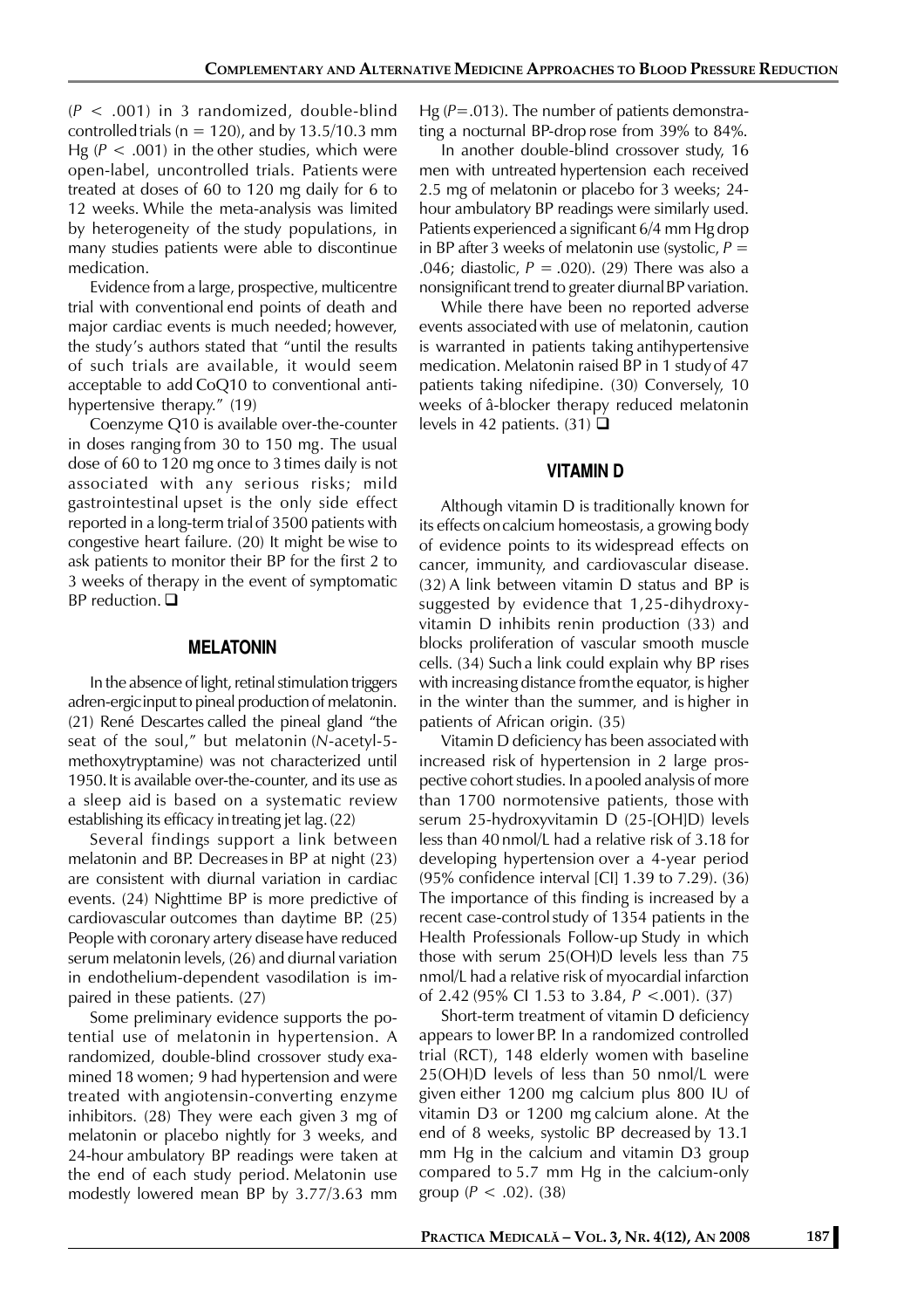($P < .001$) in 3 randomized, double-blind controlled trials (n = 120), and by 13.5/10.3 mm Hg ($P < .001$) in the other studies, which were open-label, uncontrolled trials. Patients were treated at doses of 60 to 120 mg daily for 6 to 12 weeks. While the meta-analysis was limited by heterogeneity of the study populations, in many studies patients were able to discontinue medication.

Evidence from a large, prospective, multicentre trial with conventional end points of death and major cardiac events is much needed; however, the study's authors stated that "until the results of such trials are available, it would seem acceptable to add CoQ10 to conventional antihypertensive therapy." (19)

Coenzyme Q10 is available over-the-counter in doses ranging from 30 to 150 mg. The usual dose of 60 to 120 mg once to 3 times daily is not associated with any serious risks; mild gastrointestinal upset is the only side effect reported in a long-term trial of 3500 patients with congestive heart failure. (20) It might be wise to ask patients to monitor their BP for the first 2 to 3 weeks of therapy in the event of symptomatic BP reduction. ❑

## MELATONIN

In the absence of light, retinal stimulation triggers adren-ergic input to pineal production of melatonin. (21) René Descartes called the pineal gland "the seat of the soul," but melatonin (*N*-acetyl-5-methoxytryptamine) was not characterized until 1950. It is available over-the-counter, and its use as a sleep aid is based on a systematic review establishing its efficacy in treating jet lag. (22)

Several findings support a link between melatonin and BP. Decreases in BP at night (23) are consistent with diurnal variation in cardiac events. (24) Nighttime BP is more predictive of cardiovascular outcomes than daytime BP. (25) People with coronary artery disease have reduced serum melatonin levels, (26) and diurnal variation in endothelium-dependent vasodilation is impaired in these patients. (27)

Some preliminary evidence supports the potential use of melatonin in hypertension. A randomized, double-blind crossover study examined 18 women; 9 had hypertension and were treated with angiotensin-converting enzyme inhibitors. (28) They were each given 3 mg of melatonin or placebo nightly for 3 weeks, and 24-hour ambulatory BP readings were taken at the end of each study period. Melatonin use modestly lowered mean BP by 3.77/3.63 mm Hg ($P = .013$). The number of patients demonstrating a nocturnal BP-drop rose from 39% to 84%.

In another double-blind crossover study, 16 men with untreated hypertension each received 2.5 mg of melatonin or placebo for 3 weeks; 24-hour ambulatory BP readings were similarly used. Patients experienced a significant 6/4 mm Hg drop in BP after 3 weeks of melatonin use (systolic, $P = .046$; diastolic, $P = .020$). (29) There was also a nonsignificant trend to greater diurnal BP variation.

While there have been no reported adverse events associated with use of melatonin, caution is warranted in patients taking antihypertensive medication. Melatonin raised BP in 1 study of 47 patients taking nifedipine. (30) Conversely, 10 weeks of â-blocker therapy reduced melatonin levels in 42 patients. (31) ❑

## VITAMIN D

Although vitamin D is traditionally known for its effects on calcium homeostasis, a growing body of evidence points to its widespread effects on cancer, immunity, and cardiovascular disease. (32) A link between vitamin D status and BP is suggested by evidence that 1,25-dihydroxyvitamin D inhibits renin production (33) and blocks proliferation of vascular smooth muscle cells. (34) Such a link could explain why BP rises with increasing distance from the equator, is higher in the winter than the summer, and is higher in patients of African origin. (35)

Vitamin D deficiency has been associated with increased risk of hypertension in 2 large prospective cohort studies. In a pooled analysis of more than 1700 normotensive patients, those with serum 25-hydroxyvitamin D (25-[OH]D) levels less than 40 nmol/L had a relative risk of 3.18 for developing hypertension over a 4-year period (95% confidence interval [CI] 1.39 to 7.29). (36) The importance of this finding is increased by a recent case-control study of 1354 patients in the Health Professionals Follow-up Study in which those with serum 25(OH)D levels less than 75 nmol/L had a relative risk of myocardial infarction of 2.42 (95% CI 1.53 to 3.84, $P < .001$). (37)

Short-term treatment of vitamin D deficiency appears to lower BP. In a randomized controlled trial (RCT), 148 elderly women with baseline 25(OH)D levels of less than 50 nmol/L were given either 1200 mg calcium plus 800 IU of vitamin D3 or 1200 mg calcium alone. At the end of 8 weeks, systolic BP decreased by 13.1 mm Hg in the calcium and vitamin D3 group compared to 5.7 mm Hg in the calcium-only group ($P < .02$). (38)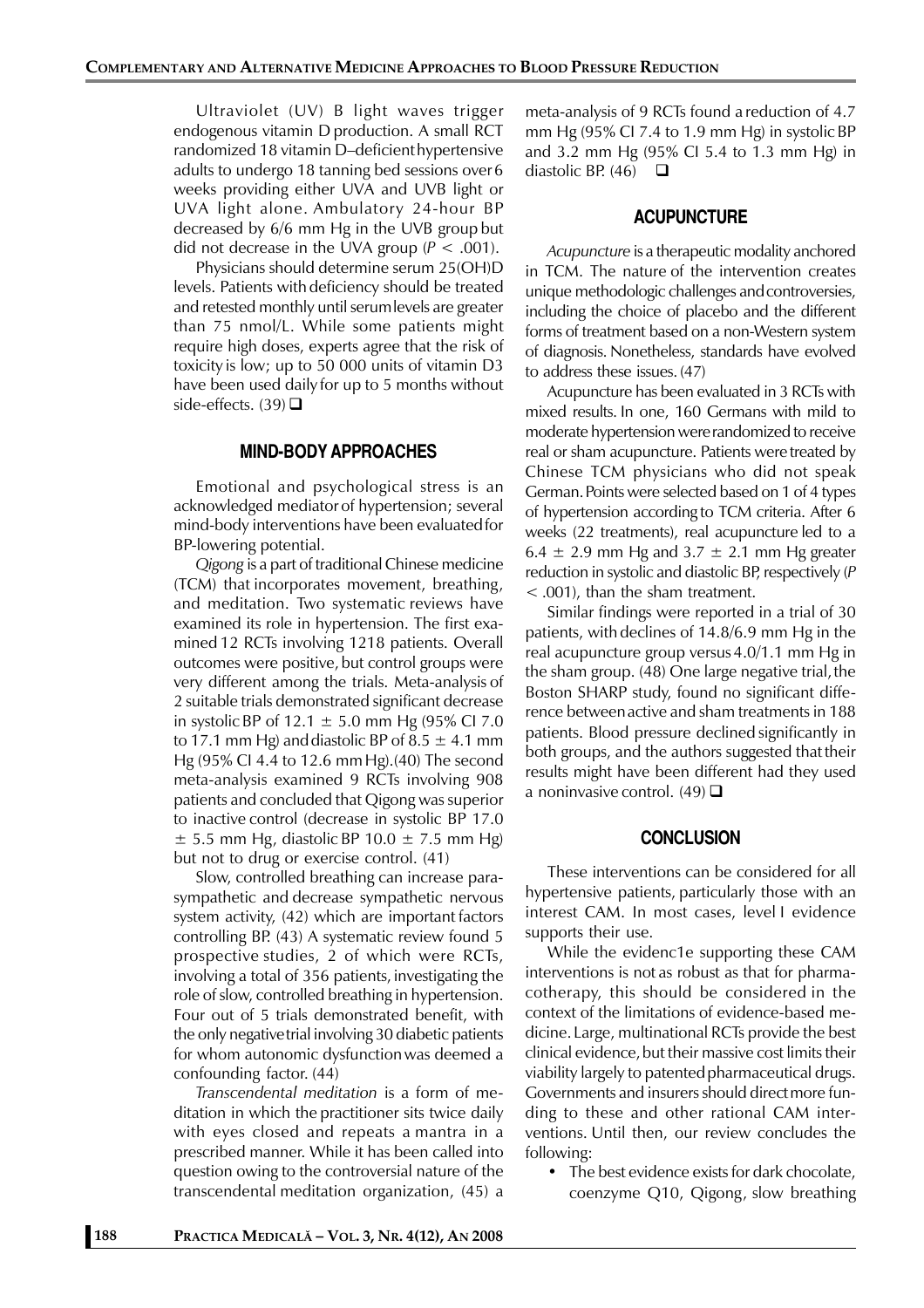Ultraviolet (UV) B light waves trigger endogenous vitamin D production. A small RCT randomized 18 vitamin D–deficient hypertensive adults to undergo 18 tanning bed sessions over 6 weeks providing either UVA and UVB light or UVA light alone. Ambulatory 24-hour BP decreased by 6/6 mm Hg in the UVB group but did not decrease in the UVA group ($P < .001$).

Physicians should determine serum 25(OH)D levels. Patients with deficiency should be treated and retested monthly until serum levels are greater than 75 nmol/L. While some patients might require high doses, experts agree that the risk of toxicity is low; up to 50 000 units of vitamin D3 have been used daily for up to 5 months without side-effects. (39) ❑

## MIND-BODY APPROACHES

Emotional and psychological stress is an acknowledged mediator of hypertension; several mind-body interventions have been evaluated for BP-lowering potential.

*Qigong* is a part of traditional Chinese medicine (TCM) that incorporates movement, breathing, and meditation. Two systematic reviews have examined its role in hypertension. The first examined 12 RCTs involving 1218 patients. Overall outcomes were positive, but control groups were very different among the trials. Meta-analysis of 2 suitable trials demonstrated significant decrease in systolic BP of $12.1 \pm 5.0$ mm Hg (95% CI 7.0 to 17.1 mm Hg) and diastolic BP of $8.5 \pm 4.1$ mm Hg (95% CI 4.4 to 12.6 mm Hg).(40) The second meta-analysis examined 9 RCTs involving 908 patients and concluded that Qigong was superior to inactive control (decrease in systolic BP 17.0 $\pm$ 5.5 mm Hg, diastolic BP $10.0 \pm 7.5$ mm Hg) but not to drug or exercise control. (41)

Slow, controlled breathing can increase parasympathetic and decrease sympathetic nervous system activity, (42) which are important factors controlling BP. (43) A systematic review found 5 prospective studies, 2 of which were RCTs, involving a total of 356 patients, investigating the role of slow, controlled breathing in hypertension. Four out of 5 trials demonstrated benefit, with the only negative trial involving 30 diabetic patients for whom autonomic dysfunction was deemed a confounding factor. (44)

*Transcendental meditation* is a form of meditation in which the practitioner sits twice daily with eyes closed and repeats a mantra in a prescribed manner. While it has been called into question owing to the controversial nature of the transcendental meditation organization, (45) a meta-analysis of 9 RCTs found a reduction of 4.7 mm Hg (95% CI 7.4 to 1.9 mm Hg) in systolic BP and 3.2 mm Hg (95% CI 5.4 to 1.3 mm Hg) in diastolic BP. (46) ❑

## ACUPUNCTURE

*Acupuncture* is a therapeutic modality anchored in TCM. The nature of the intervention creates unique methodologic challenges and controversies, including the choice of placebo and the different forms of treatment based on a non-Western system of diagnosis. Nonetheless, standards have evolved to address these issues. (47)

Acupuncture has been evaluated in 3 RCTs with mixed results. In one, 160 Germans with mild to moderate hypertension were randomized to receive real or sham acupuncture. Patients were treated by Chinese TCM physicians who did not speak German. Points were selected based on 1 of 4 types of hypertension according to TCM criteria. After 6 weeks (22 treatments), real acupuncture led to a $6.4 \pm 2.9$ mm Hg and $3.7 \pm 2.1$ mm Hg greater reduction in systolic and diastolic BP, respectively ($P < .001$), than the sham treatment.

Similar findings were reported in a trial of 30 patients, with declines of 14.8/6.9 mm Hg in the real acupuncture group versus 4.0/1.1 mm Hg in the sham group. (48) One large negative trial, the Boston SHARP study, found no significant difference between active and sham treatments in 188 patients. Blood pressure declined significantly in both groups, and the authors suggested that their results might have been different had they used a noninvasive control. (49) ❑

## CONCLUSION

These interventions can be considered for all hypertensive patients, particularly those with an interest CAM. In most cases, level I evidence supports their use.

While the evidenc1e supporting these CAM interventions is not as robust as that for pharmacotherapy, this should be considered in the context of the limitations of evidence-based medicine. Large, multinational RCTs provide the best clinical evidence, but their massive cost limits their viability largely to patented pharmaceutical drugs. Governments and insurers should direct more funding to these and other rational CAM interventions. Until then, our review concludes the following:

- The best evidence exists for dark chocolate, coenzyme Q10, Qigong, slow breathing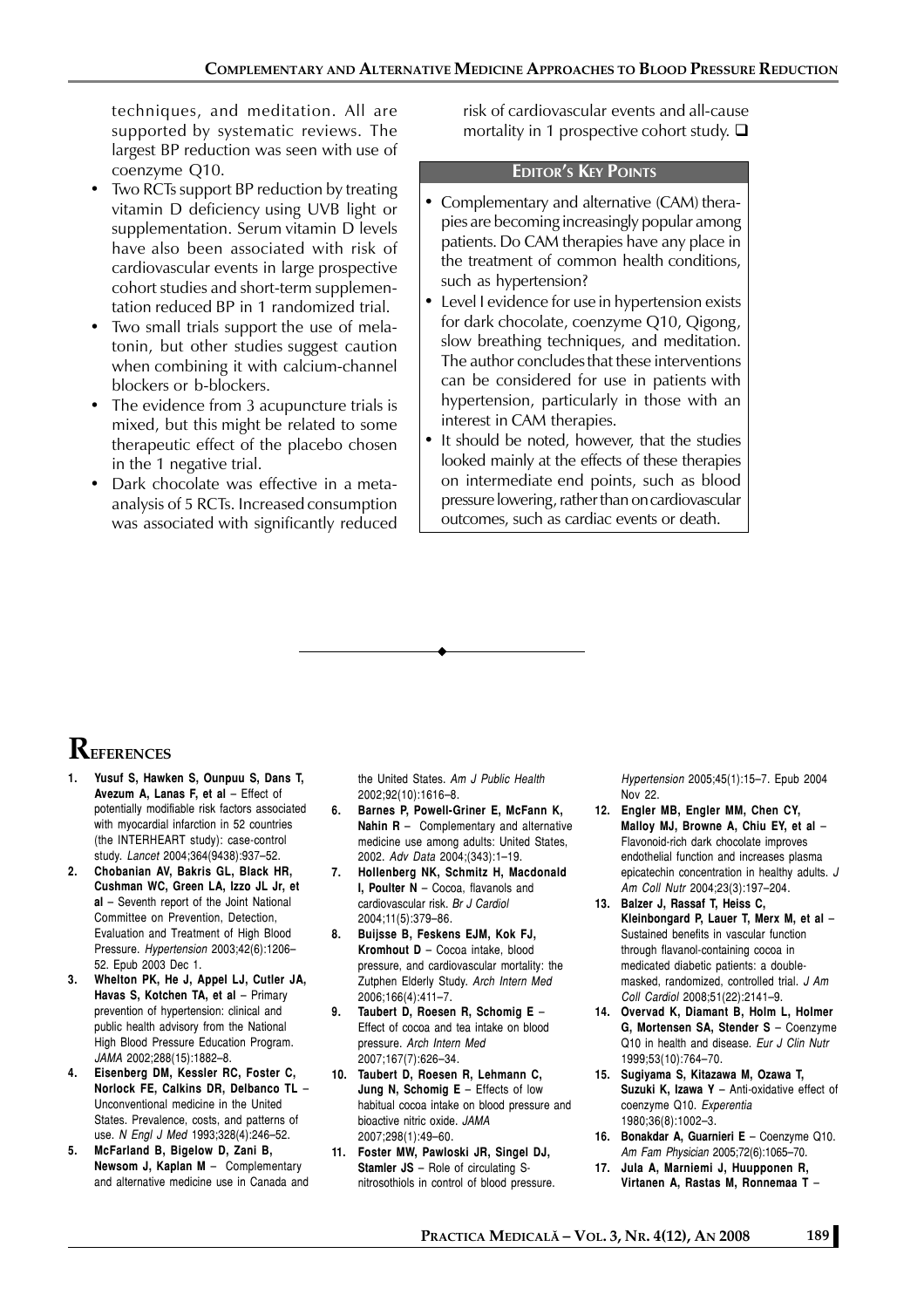techniques, and meditation. All are supported by systematic reviews. The largest BP reduction was seen with use of coenzyme Q10.

- Two RCTs support BP reduction by treating vitamin D deficiency using UVB light or supplementation. Serum vitamin D levels have also been associated with risk of cardiovascular events in large prospective cohort studies and short-term supplementation reduced BP in 1 randomized trial.
- Two small trials support the use of melatonin, but other studies suggest caution when combining it with calcium-channel blockers or b-blockers.
- The evidence from 3 acupuncture trials is mixed, but this might be related to some therapeutic effect of the placebo chosen in the 1 negative trial.
- Dark chocolate was effective in a meta-analysis of 5 RCTs. Increased consumption was associated with significantly reduced risk of cardiovascular events and all-cause mortality in 1 prospective cohort study. ❑

### Editor's Key Points

- Complementary and alternative (CAM) therapies are becoming increasingly popular among patients. Do CAM therapies have any place in the treatment of common health conditions, such as hypertension?
- Level I evidence for use in hypertension exists for dark chocolate, coenzyme Q10, Qigong, slow breathing techniques, and meditation. The author concludes that these interventions can be considered for use in patients with hypertension, particularly in those with an interest in CAM therapies.
- It should be noted, however, that the studies looked mainly at the effects of these therapies on intermediate end points, such as blood pressure lowering, rather than on cardiovascular outcomes, such as cardiac events or death.

## References

1. **Yusuf S, Hawken S, Ounpuu S, Dans T, Avezum A, Lanas F, et al** – Effect of potentially modifiable risk factors associated with myocardial infarction in 52 countries (the INTERHEART study): case-control study. *Lancet* 2004;364(9438):937–52.
2. **Chobanian AV, Bakris GL, Black HR, Cushman WC, Green LA, Izzo JL Jr, et al** – Seventh report of the Joint National Committee on Prevention, Detection, Evaluation and Treatment of High Blood Pressure. *Hypertension* 2003;42(6):1206–52. Epub 2003 Dec 1.
3. **Whelton PK, He J, Appel LJ, Cutler JA, Havas S, Kotchen TA, et al** – Primary prevention of hypertension: clinical and public health advisory from the National High Blood Pressure Education Program. *JAMA* 2002;288(15):1882–8.
4. **Eisenberg DM, Kessler RC, Foster C, Norlock FE, Calkins DR, Delbanco TL** – Unconventional medicine in the United States. Prevalence, costs, and patterns of use. *N Engl J Med* 1993;328(4):246–52.
5. **McFarland B, Bigelow D, Zani B, Newsom J, Kaplan M** – Complementary and alternative medicine use in Canada and the United States. *Am J Public Health* 2002;92(10):1616–8.
6. **Barnes P, Powell-Griner E, McFann K, Nahin R** – Complementary and alternative medicine use among adults: United States, 2002. *Adv Data* 2004;(343):1–19.
7. **Hollenberg NK, Schmitz H, Macdonald I, Poulter N** – Cocoa, flavanols and cardiovascular risk. *Br J Cardiol* 2004;11(5):379–86.
8. **Buijsse B, Feskens EJM, Kok FJ, Kromhout D** – Cocoa intake, blood pressure, and cardiovascular mortality: the Zutphen Elderly Study. *Arch Intern Med* 2006;166(4):411–7.
9. **Taubert D, Roesen R, Schomig E** – Effect of cocoa and tea intake on blood pressure. *Arch Intern Med* 2007;167(7):626–34.
10. **Taubert D, Roesen R, Lehmann C, Jung N, Schomig E** – Effects of low habitual cocoa intake on blood pressure and bioactive nitric oxide. *JAMA* 2007;298(1):49–60.
11. **Foster MW, Pawloski JR, Singel DJ, Stamler JS** – Role of circulating S-nitrosothiols in control of blood pressure. *Hypertension* 2005;45(1):15–7. Epub 2004 Nov 22.
12. **Engler MB, Engler MM, Chen CY, Malloy MJ, Browne A, Chiu EY, et al** – Flavonoid-rich dark chocolate improves endothelial function and increases plasma epicatechin concentration in healthy adults. *J Am Coll Nutr* 2004;23(3):197–204.
13. **Balzer J, Rassaf T, Heiss C, Kleinbongard P, Lauer T, Merx M, et al** – Sustained benefits in vascular function through flavanol-containing cocoa in medicated diabetic patients: a double-masked, randomized, controlled trial. *J Am Coll Cardiol* 2008;51(22):2141–9.
14. **Overvad K, Diamant B, Holm L, Holmer G, Mortensen SA, Stender S** – Coenzyme Q10 in health and disease. *Eur J Clin Nutr* 1999;53(10):764–70.
15. **Sugiyama S, Kitazawa M, Ozawa T, Suzuki K, Izawa Y** – Anti-oxidative effect of coenzyme Q10. *Experentia* 1980;36(8):1002–3.
16. **Bonakdar A, Guarnieri E** – Coenzyme Q10. *Am Fam Physician* 2005;72(6):1065–70.
17. **Jula A, Marniemi J, Huupponen R, Virtanen A, Rastas M, Ronnemaa T** –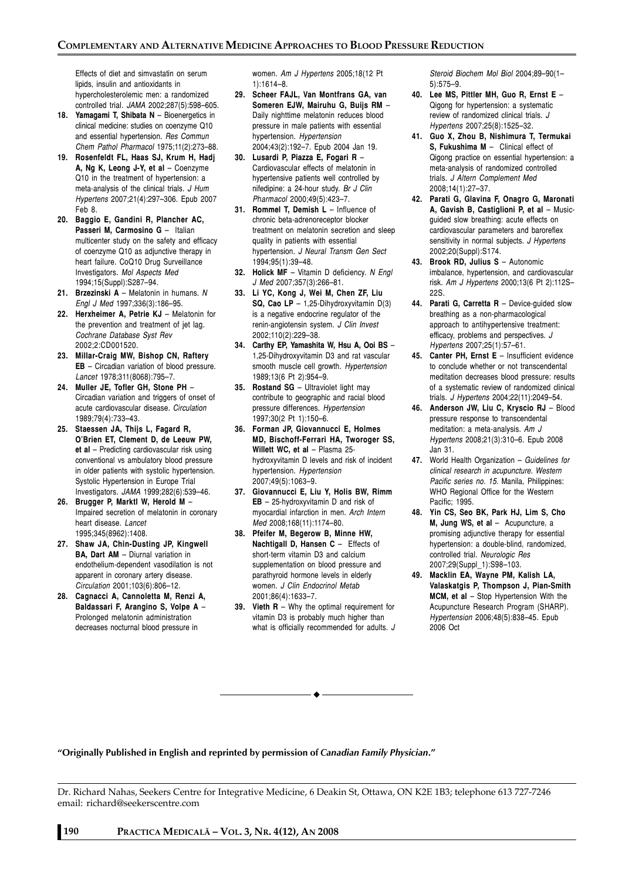Effects of diet and simvastatin on serum lipids, insulin and antioxidants in hypercholesterolemic men: a randomized controlled trial. *JAMA* 2002;287(5):598–605.

18. **Yamagami T, Shibata N** – Bioenergetics in clinical medicine: studies on coenzyme Q10 and essential hypertension. *Res Commun Chem Pathol Pharmacol* 1975;11(2):273–88.
19. **Rosenfeldt FL, Haas SJ, Krum H, Hadj A, Ng K, Leong J-Y, et al** – Coenzyme Q10 in the treatment of hypertension: a meta-analysis of the clinical trials. *J Hum Hypertens* 2007;21(4):297–306. Epub 2007 Feb 8.
20. **Baggio E, Gandini R, Plancher AC, Passeri M, Carmosino G** – Italian multicenter study on the safety and efficacy of coenzyme Q10 as adjunctive therapy in heart failure. CoQ10 Drug Surveillance Investigators. *Mol Aspects Med* 1994;15(Suppl):S287–94.
21. **Brzezinski A** – Melatonin in humans. *N Engl J Med* 1997;336(3):186–95.
22. **Herxheimer A, Petrie KJ** – Melatonin for the prevention and treatment of jet lag. *Cochrane Database Syst Rev* 2002;2:CD001520.
23. **Millar-Craig MW, Bishop CN, Raftery EB** – Circadian variation of blood pressure. *Lancet* 1978;311(8068):795–7.
24. **Muller JE, Tofler GH, Stone PH** – Circadian variation and triggers of onset of acute cardiovascular disease. *Circulation* 1989;79(4):733–43.
25. **Staessen JA, Thijs L, Fagard R, O'Brien ET, Clement D, de Leeuw PW, et al** – Predicting cardiovascular risk using conventional vs ambulatory blood pressure in older patients with systolic hypertension. Systolic Hypertension in Europe Trial Investigators. *JAMA* 1999;282(6):539–46.
26. **Brugger P, Marktl W, Herold M** – Impaired secretion of melatonin in coronary heart disease. *Lancet* 1995;345(8962):1408.
27. **Shaw JA, Chin-Dusting JP, Kingwell BA, Dart AM** – Diurnal variation in endothelium-dependent vasodilation is not apparent in coronary artery disease. *Circulation* 2001;103(6):806–12.
28. **Cagnacci A, Cannoletta M, Renzi A, Baldassari F, Arangino S, Volpe A** – Prolonged melatonin administration decreases nocturnal blood pressure in women. *Am J Hypertens* 2005;18(12 Pt 1):1614–8.
29. **Scheer FAJL, Van Montfrans GA, van Someren EJW, Mairuhu G, Buijs RM** – Daily nighttime melatonin reduces blood pressure in male patients with essential hypertension. *Hypertension* 2004;43(2):192–7. Epub 2004 Jan 19.
30. **Lusardi P, Piazza E, Fogari R** – Cardiovascular effects of melatonin in hypertensive patients well controlled by nifedipine: a 24-hour study. *Br J Clin Pharmacol* 2000;49(5):423–7.
31. **Rommel T, Demish L** – Influence of chronic beta-adrenoreceptor blocker treatment on melatonin secretion and sleep quality in patients with essential hypertension. *J Neural Transm Gen Sect* 1994;95(1):39–48.
32. **Holick MF** – Vitamin D deficiency. *N Engl J Med* 2007;357(3):266–81.
33. **Li YC, Kong J, Wei M, Chen ZF, Liu SQ, Cao LP** – 1,25-Dihydroxyvitamin D(3) is a negative endocrine regulator of the renin-angiotensin system. *J Clin Invest* 2002;110(2):229–38.
34. **Carthy EP, Yamashita W, Hsu A, Ooi BS** – 1,25-Dihydroxyvitamin D3 and rat vascular smooth muscle cell growth. *Hypertension* 1989;13(6 Pt 2):954–9.
35. **Rostand SG** – Ultraviolet light may contribute to geographic and racial blood pressure differences. *Hypertension* 1997;30(2 Pt 1):150–6.
36. **Forman JP, Giovannucci E, Holmes MD, Bischoff-Ferrari HA, Tworoger SS, Willett WC, et al** – Plasma 25-hydroxyvitamin D levels and risk of incident hypertension. *Hypertension* 2007;49(5):1063–9.
37. **Giovannucci E, Liu Y, Holis BW, Rimm EB** – 25-hydroxyvitamin D and risk of myocardial infarction in men. *Arch Intern Med* 2008;168(11):1174–80.
38. **Pfeifer M, Begerow B, Minne HW, Nachtigall D, Hansen C** – Effects of short-term vitamin D3 and calcium supplementation on blood pressure and parathyroid hormone levels in elderly women. *J Clin Endocrinol Metab* 2001;86(4):1633–7.
39. **Vieth R** – Why the optimal requirement for vitamin D3 is probably much higher than what is officially recommended for adults. *J Steroid Biochem Mol Biol* 2004;89–90(1–5):575–9.
40. **Lee MS, Pittler MH, Guo R, Ernst E** – Qigong for hypertension: a systematic review of randomized clinical trials. *J Hypertens* 2007;25(8):1525–32.
41. **Guo X, Zhou B, Nishimura T, Termukai S, Fukushima M** – Clinical effect of Qigong practice on essential hypertension: a meta-analysis of randomized controlled trials. *J Altern Complement Med* 2008;14(1):27–37.
42. **Parati G, Glavina F, Onagro G, Maronati A, Gavish B, Castiglioni P, et al** – Music-guided slow breathing: acute effects on cardiovascular parameters and baroreflex sensitivity in normal subjects. *J Hypertens* 2002;20(Suppl):S174.
43. **Brook RD, Julius S** – Autonomic imbalance, hypertension, and cardiovascular risk. *Am J Hypertens* 2000;13(6 Pt 2):112S–22S.
44. **Parati G, Carretta R** – Device-guided slow breathing as a non-pharmacological approach to antihypertensive treatment: efficacy, problems and perspectives. *J Hypertens* 2007;25(1):57–61.
45. **Canter PH, Ernst E** – Insufficient evidence to conclude whether or not transcendental meditation decreases blood pressure: results of a systematic review of randomized clinical trials. *J Hypertens* 2004;22(11):2049–54.
46. **Anderson JW, Liu C, Kryscio RJ** – Blood pressure response to transcendental meditation: a meta-analysis. *Am J Hypertens* 2008;21(3):310–6. Epub 2008 Jan 31.
47. World Health Organization – *Guidelines for clinical research in acupuncture. Western Pacific series no. 15.* Manila, Philippines: WHO Regional Office for the Western Pacific; 1995.
48. **Yin CS, Seo BK, Park HJ, Lim S, Cho M, Jung WS, et al** – Acupuncture, a promising adjunctive therapy for essential hypertension: a double-blind, randomized, controlled trial. *Neurologic Res* 2007;29(Suppl_1):S98–103.
49. **Macklin EA, Wayne PM, Kalish LA, Valaskatgis P, Thompson J, Pian-Smith MCM, et al** – Stop Hypertension With the Acupuncture Research Program (SHARP). *Hypertension* 2006;48(5):838–45. Epub 2006 Oct

**"Originally Published in English and reprinted by permission of *Canadian Family Physician*."**

Dr. Richard Nahas, Seekers Centre for Integrative Medicine, 6 Deakin St, Ottawa, ON K2E 1B3; telephone 613 727-7246 email: richard@seekerscentre.com